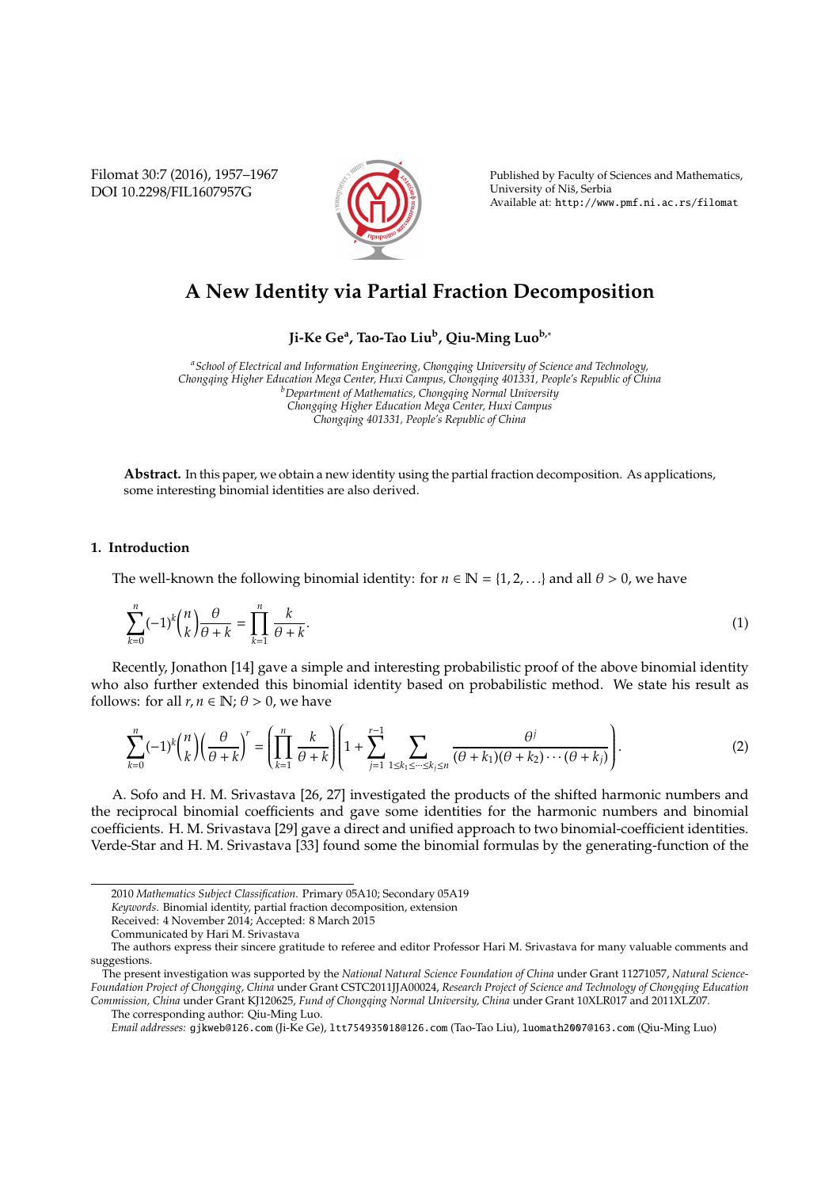# A New Identity via Partial Fraction Decomposition

**Ji-Ke Ge[a], Tao-Tao Liu[b], Qiu-Ming Luo[b,*]**

*[a]School of Electrical and Information Engineering, Chongqing University of Science and Technology, Chongqing Higher Education Mega Center, Huxi Campus, Chongqing 401331, People's Republic of China*
*[b]Department of Mathematics, Chongqing Normal University Chongqing Higher Education Mega Center, Huxi Campus Chongqing 401331, People's Republic of China*

**Abstract.** In this paper, we obtain a new identity using the partial fraction decomposition. As applications, some interesting binomial identities are also derived.

## 1. Introduction

The well-known the following binomial identity: for $n \in \mathbb{N} = \{1, 2, \ldots\}$ and all $\theta > 0$, we have

$$\sum_{k=0}^{n}(-1)^k\binom{n}{k}\frac{\theta}{\theta+k} = \prod_{k=1}^{n}\frac{k}{\theta+k}. \tag{1}$$

Recently, Jonathon [14] gave a simple and interesting probabilistic proof of the above binomial identity who also further extended this binomial identity based on probabilistic method. We state his result as follows: for all $r, n \in \mathbb{N}$; $\theta > 0$, we have

$$\sum_{k=0}^{n}(-1)^k\binom{n}{k}\left(\frac{\theta}{\theta+k}\right)^r = \left(\prod_{k=1}^{n}\frac{k}{\theta+k}\right)\left(1+\sum_{j=1}^{r-1}\sum_{1\le k_1\le\cdots\le k_j\le n}\frac{\theta^j}{(\theta+k_1)(\theta+k_2)\cdots(\theta+k_j)}\right). \tag{2}$$

A. Sofo and H. M. Srivastava [26, 27] investigated the products of the shifted harmonic numbers and the reciprocal binomial coefficients and gave some identities for the harmonic numbers and binomial coefficients. H. M. Srivastava [29] gave a direct and unified approach to two binomial-coefficient identities. Verde-Star and H. M. Srivastava [33] found some the binomial formulas by the generating-function of the

---

2010 *Mathematics Subject Classification*. Primary 05A10; Secondary 05A19

*Keywords*. Binomial identity, partial fraction decomposition, extension

Received: 4 November 2014; Accepted: 8 March 2015

Communicated by Hari M. Srivastava

The authors express their sincere gratitude to referee and editor Professor Hari M. Srivastava for many valuable comments and suggestions.

The present investigation was supported by the *National Natural Science Foundation of China* under Grant 11271057, *Natural Science Foundation Project of Chongqing, China* under Grant CSTC2011JJA00024, *Research Project of Science and Technology of Chongqing Education Commission, China* under Grant KJ120625, *Fund of Chongqing Normal University, China* under Grant 10XLR017 and 2011XLZ07.

The corresponding author: Qiu-Ming Luo.

*Email addresses:* gjkweb@126.com (Ji-Ke Ge), ltt754935018@126.com (Tao-Tao Liu), luomath2007@163.com (Qiu-Ming Luo)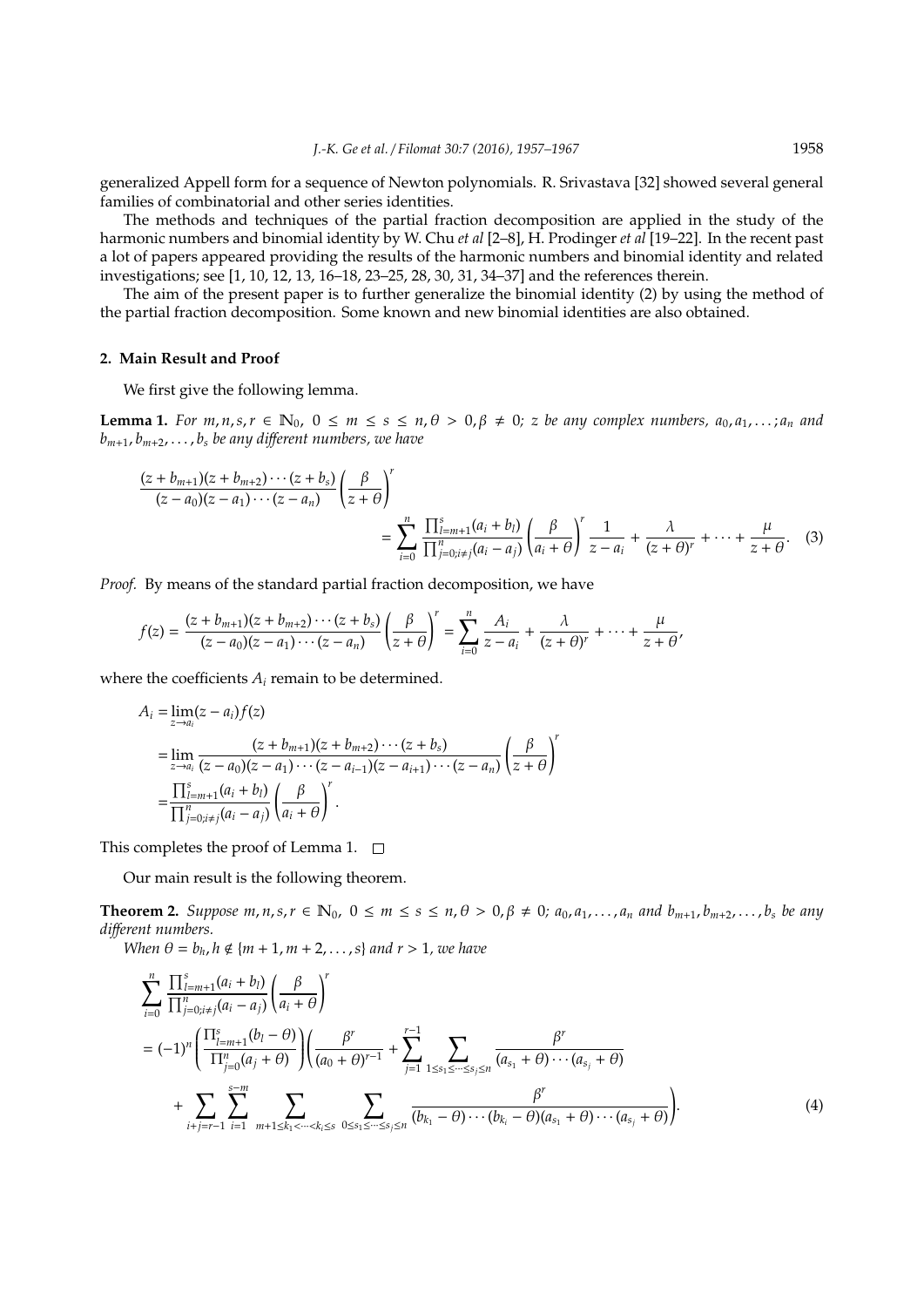generalized Appell form for a sequence of Newton polynomials. R. Srivastava [32] showed several general families of combinatorial and other series identities.

The methods and techniques of the partial fraction decomposition are applied in the study of the harmonic numbers and binomial identity by W. Chu *et al* [2–8], H. Prodinger *et al* [19–22]. In the recent past a lot of papers appeared providing the results of the harmonic numbers and binomial identity and related investigations; see [1, 10, 12, 13, 16–18, 23–25, 28, 30, 31, 34–37] and the references therein.

The aim of the present paper is to further generalize the binomial identity (2) by using the method of the partial fraction decomposition. Some known and new binomial identities are also obtained.

## 2. Main Result and Proof

We first give the following lemma.

**Lemma 1.** *For $m,n,s,r \in \mathbb{N}_0$, $0 \le m \le s \le n, \theta > 0, \beta \neq 0$; $z$ be any complex numbers, $a_0, a_1, \ldots; a_n$ and $b_{m+1}, b_{m+2}, \ldots, b_s$ be any different numbers, we have*

$$\frac{(z+b_{m+1})(z+b_{m+2})\cdots(z+b_s)}{(z-a_0)(z-a_1)\cdots(z-a_n)}\left(\frac{\beta}{z+\theta}\right)^r = \sum_{i=0}^{n}\frac{\prod_{l=m+1}^{s}(a_i+b_l)}{\prod_{j=0;i\neq j}^{n}(a_i-a_j)}\left(\frac{\beta}{a_i+\theta}\right)^r\frac{1}{z-a_i}+\frac{\lambda}{(z+\theta)^r}+\cdots+\frac{\mu}{z+\theta}. \quad (3)$$

*Proof.* By means of the standard partial fraction decomposition, we have

$$f(z) = \frac{(z+b_{m+1})(z+b_{m+2})\cdots(z+b_s)}{(z-a_0)(z-a_1)\cdots(z-a_n)}\left(\frac{\beta}{z+\theta}\right)^r = \sum_{i=0}^{n}\frac{A_i}{z-a_i}+\frac{\lambda}{(z+\theta)^r}+\cdots+\frac{\mu}{z+\theta},$$

where the coefficients $A_i$ remain to be determined.

$$\begin{aligned}
A_i &= \lim_{z\to a_i}(z-a_i)f(z)\\
&= \lim_{z\to a_i}\frac{(z+b_{m+1})(z+b_{m+2})\cdots(z+b_s)}{(z-a_0)(z-a_1)\cdots(z-a_{i-1})(z-a_{i+1})\cdots(z-a_n)}\left(\frac{\beta}{z+\theta}\right)^r\\
&= \frac{\prod_{l=m+1}^{s}(a_i+b_l)}{\prod_{j=0;i\neq j}^{n}(a_i-a_j)}\left(\frac{\beta}{a_i+\theta}\right)^r.
\end{aligned}$$

This completes the proof of Lemma 1. $\square$

Our main result is the following theorem.

**Theorem 2.** *Suppose $m,n,s,r \in \mathbb{N}_0$, $0 \le m \le s \le n, \theta > 0, \beta \neq 0$; $a_0, a_1, \ldots, a_n$ and $b_{m+1}, b_{m+2}, \ldots, b_s$ be any different numbers.*

*When $\theta = b_h, h \notin \{m+1, m+2, \ldots, s\}$ and $r > 1$, we have*

$$\begin{aligned}
&\sum_{i=0}^{n}\frac{\prod_{l=m+1}^{s}(a_i+b_l)}{\prod_{j=0;i\neq j}^{n}(a_i-a_j)}\left(\frac{\beta}{a_i+\theta}\right)^r\\
&= (-1)^n\left(\frac{\Pi_{l=m+1}^{s}(b_l-\theta)}{\Pi_{j=0}^{n}(a_j+\theta)}\right)\left(\frac{\beta^r}{(a_0+\theta)^{r-1}}+\sum_{j=1}^{r-1}\sum_{1\le s_1\le\cdots\le s_j\le n}\frac{\beta^r}{(a_{s_1}+\theta)\cdots(a_{s_j}+\theta)}\right.\\
&\quad\left.+\sum_{i+j=r-1}\sum_{i=1}^{s-m}\sum_{m+1\le k_1<\cdots<k_i\le s}\sum_{0\le s_1\le\cdots\le s_j\le n}\frac{\beta^r}{(b_{k_1}-\theta)\cdots(b_{k_i}-\theta)(a_{s_1}+\theta)\cdots(a_{s_j}+\theta)}\right). \quad (4)
\end{aligned}$$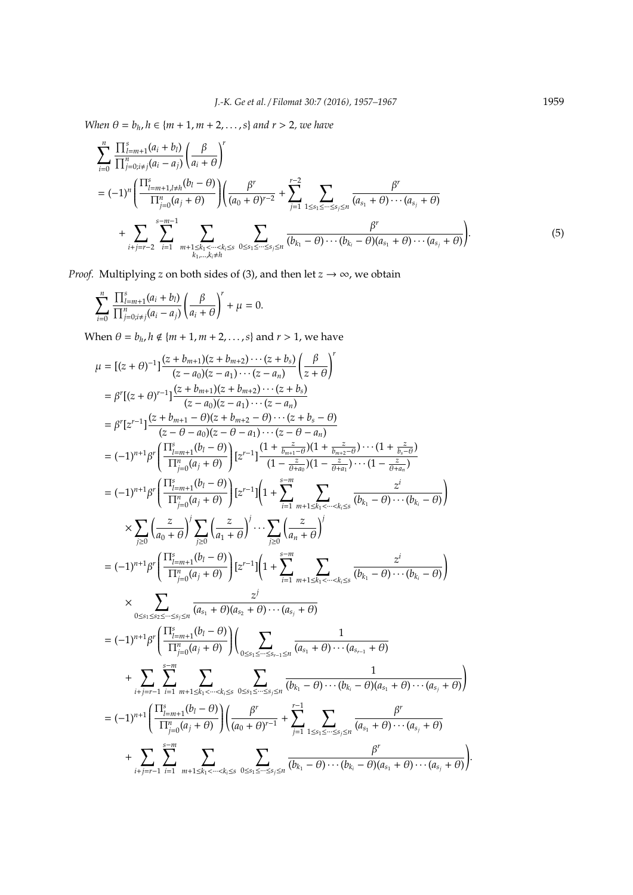*When* $\theta = b_h, h \in \{m+1, m+2, \ldots, s\}$ *and* $r > 2$*, we have*

$$
\begin{aligned}
&\sum_{i=0}^{n} \frac{\prod_{l=m+1}^{s}(a_i + b_l)}{\prod_{j=0;i\neq j}^{n}(a_i - a_j)} \left(\frac{\beta}{a_i + \theta}\right)^r \\
&= (-1)^n \left(\frac{\prod_{l=m+1,l\neq h}^{s}(b_l - \theta)}{\prod_{j=0}^{n}(a_j + \theta)}\right)\Bigg(\frac{\beta^r}{(a_0+\theta)^{r-2}} + \sum_{j=1}^{r-2} \sum_{1\leq s_1 \leq \cdots \leq s_j \leq n} \frac{\beta^r}{(a_{s_1}+\theta)\cdots(a_{s_j}+\theta)} \\
&\quad + \sum_{i+j=r-2} \sum_{i=1}^{s-m-1} \sum_{\substack{m+1\leq k_1 < \cdots < k_i \leq s \\ k_1,\ldots,k_i \neq h}} \sum_{0\leq s_1 \leq \cdots \leq s_j \leq n} \frac{\beta^r}{(b_{k_1}-\theta)\cdots(b_{k_i}-\theta)(a_{s_1}+\theta)\cdots(a_{s_j}+\theta)}\Bigg).
\end{aligned}
\tag{5}
$$

*Proof.* Multiplying $z$ on both sides of (3), and then let $z \to \infty$, we obtain

$$
\sum_{i=0}^{n} \frac{\prod_{l=m+1}^{s}(a_i + b_l)}{\prod_{j=0;i\neq j}^{n}(a_i - a_j)} \left(\frac{\beta}{a_i + \theta}\right)^r + \mu = 0.
$$

When $\theta = b_h, h \notin \{m+1, m+2, \ldots, s\}$ and $r > 1$, we have

$$
\begin{aligned}
\mu &= [(z+\theta)^{-1}] \frac{(z+b_{m+1})(z+b_{m+2})\cdots(z+b_s)}{(z-a_0)(z-a_1)\cdots(z-a_n)} \left(\frac{\beta}{z+\theta}\right)^r \\
&= \beta^r [(z+\theta)^{r-1}] \frac{(z+b_{m+1})(z+b_{m+2})\cdots(z+b_s)}{(z-a_0)(z-a_1)\cdots(z-a_n)} \\
&= \beta^r [z^{r-1}] \frac{(z+b_{m+1}-\theta)(z+b_{m+2}-\theta)\cdots(z+b_s-\theta)}{(z-\theta-a_0)(z-\theta-a_1)\cdots(z-\theta-a_n)} \\
&= (-1)^{n+1}\beta^r \left(\frac{\prod_{l=m+1}^{s}(b_l-\theta)}{\prod_{j=0}^{n}(a_j+\theta)}\right) [z^{r-1}] \frac{(1+\frac{z}{b_{m+1}-\theta})(1+\frac{z}{b_{m+2}-\theta})\cdots(1+\frac{z}{b_s-\theta})}{(1-\frac{z}{\theta+a_0})(1-\frac{z}{\theta+a_1})\cdots(1-\frac{z}{\theta+a_n})} \\
&= (-1)^{n+1}\beta^r \left(\frac{\prod_{l=m+1}^{s}(b_l-\theta)}{\prod_{j=0}^{n}(a_j+\theta)}\right) [z^{r-1}] \Bigg(1 + \sum_{i=1}^{s-m} \sum_{m+1\leq k_1<\cdots<k_i\leq s} \frac{z^i}{(b_{k_1}-\theta)\cdots(b_{k_i}-\theta)}\Bigg) \\
&\quad \times \sum_{j\geq 0}\left(\frac{z}{a_0+\theta}\right)^j \sum_{j\geq 0}\left(\frac{z}{a_1+\theta}\right)^j \cdots \sum_{j\geq 0}\left(\frac{z}{a_n+\theta}\right)^j \\
&= (-1)^{n+1}\beta^r \left(\frac{\prod_{l=m+1}^{s}(b_l-\theta)}{\prod_{j=0}^{n}(a_j+\theta)}\right) [z^{r-1}] \Bigg(1 + \sum_{i=1}^{s-m} \sum_{m+1\leq k_1<\cdots<k_i\leq s} \frac{z^i}{(b_{k_1}-\theta)\cdots(b_{k_i}-\theta)}\Bigg) \\
&\quad \times \sum_{0\leq s_1\leq s_2\leq \cdots\leq s_j\leq n} \frac{z^j}{(a_{s_1}+\theta)(a_{s_2}+\theta)\cdots(a_{s_j}+\theta)} \\
&= (-1)^{n+1}\beta^r \left(\frac{\prod_{l=m+1}^{s}(b_l-\theta)}{\prod_{j=0}^{n}(a_j+\theta)}\right) \Bigg(\sum_{0\leq s_1\leq\cdots\leq s_{r-1}\leq n} \frac{1}{(a_{s_1}+\theta)\cdots(a_{s_{r-1}}+\theta)} \\
&\quad + \sum_{i+j=r-1}\sum_{i=1}^{s-m} \sum_{m+1\leq k_1<\cdots<k_i\leq s} \sum_{0\leq s_1\leq\cdots\leq s_j\leq n} \frac{1}{(b_{k_1}-\theta)\cdots(b_{k_i}-\theta)(a_{s_1}+\theta)\cdots(a_{s_j}+\theta)}\Bigg) \\
&= (-1)^{n+1} \left(\frac{\prod_{l=m+1}^{s}(b_l-\theta)}{\prod_{j=0}^{n}(a_j+\theta)}\right) \Bigg(\frac{\beta^r}{(a_0+\theta)^{r-1}} + \sum_{j=1}^{r-1} \sum_{1\leq s_1\leq\cdots\leq s_j\leq n} \frac{\beta^r}{(a_{s_1}+\theta)\cdots(a_{s_j}+\theta)} \\
&\quad + \sum_{i+j=r-1}\sum_{i=1}^{s-m} \sum_{m+1\leq k_1<\cdots<k_i\leq s} \sum_{0\leq s_1\leq\cdots\leq s_j\leq n} \frac{\beta^r}{(b_{k_1}-\theta)\cdots(b_{k_i}-\theta)(a_{s_1}+\theta)\cdots(a_{s_j}+\theta)}\Bigg).
\end{aligned}
$$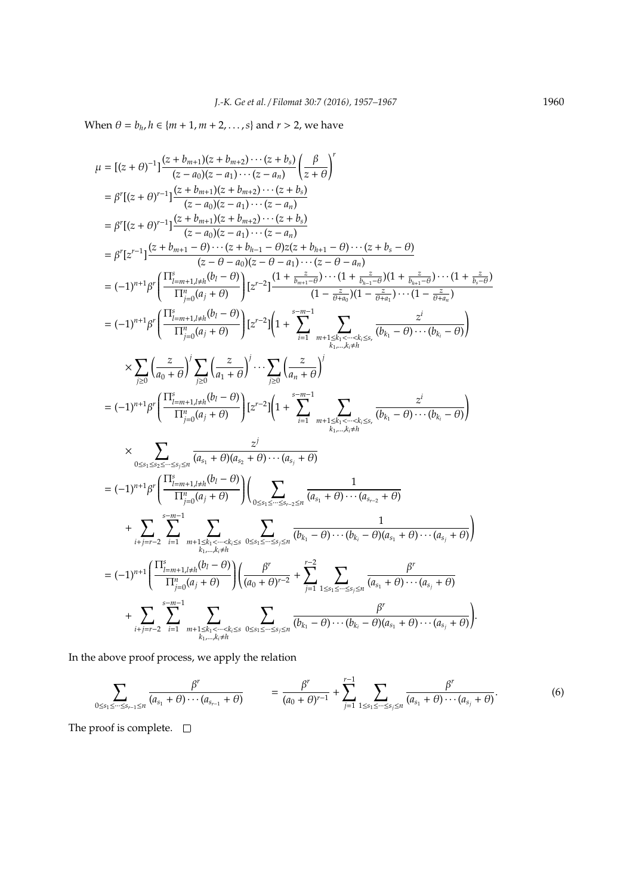When $\theta = b_h, h \in \{m+1, m+2, \ldots, s\}$ and $r > 2$, we have

$$
\begin{aligned}
\mu &= [(z+\theta)^{-1}]\frac{(z+b_{m+1})(z+b_{m+2})\cdots(z+b_s)}{(z-a_0)(z-a_1)\cdots(z-a_n)}\left(\frac{\beta}{z+\theta}\right)^r \\
&= \beta^r[(z+\theta)^{r-1}]\frac{(z+b_{m+1})(z+b_{m+2})\cdots(z+b_s)}{(z-a_0)(z-a_1)\cdots(z-a_n)} \\
&= \beta^r[(z+\theta)^{r-1}]\frac{(z+b_{m+1})(z+b_{m+2})\cdots(z+b_s)}{(z-a_0)(z-a_1)\cdots(z-a_n)} \\
&= \beta^r[z^{r-1}]\frac{(z+b_{m+1}-\theta)\cdots(z+b_{h-1}-\theta)z(z+b_{h+1}-\theta)\cdots(z+b_s-\theta)}{(z-\theta-a_0)(z-\theta-a_1)\cdots(z-\theta-a_n)} \\
&= (-1)^{n+1}\beta^r\left(\frac{\Pi_{l=m+1,l\neq h}^{s}(b_l-\theta)}{\Pi_{j=0}^{n}(a_j+\theta)}\right)[z^{r-2}]\frac{(1+\frac{z}{b_{m+1}-\theta})\cdots(1+\frac{z}{b_{h-1}-\theta})(1+\frac{z}{b_{h+1}-\theta})\cdots(1+\frac{z}{b_s-\theta})}{(1-\frac{z}{\theta+a_0})(1-\frac{z}{\theta+a_1})\cdots(1-\frac{z}{\theta+a_n})} \\
&= (-1)^{n+1}\beta^r\left(\frac{\Pi_{l=m+1,l\neq h}^{s}(b_l-\theta)}{\Pi_{j=0}^{n}(a_j+\theta)}\right)[z^{r-2}]\left(1+\sum_{i=1}^{s-m-1}\sum_{\substack{m+1\leq k_1<\cdots<k_i\leq s,\\ k_1,\ldots,k_i\neq h}}\frac{z^i}{(b_{k_1}-\theta)\cdots(b_{k_i}-\theta)}\right) \\
&\quad\times\sum_{j\geq 0}\left(\frac{z}{a_0+\theta}\right)^j\sum_{j\geq 0}\left(\frac{z}{a_1+\theta}\right)^j\cdots\sum_{j\geq 0}\left(\frac{z}{a_n+\theta}\right)^j \\
&= (-1)^{n+1}\beta^r\left(\frac{\Pi_{l=m+1,l\neq h}^{s}(b_l-\theta)}{\Pi_{j=0}^{n}(a_j+\theta)}\right)[z^{r-2}]\left(1+\sum_{i=1}^{s-m-1}\sum_{\substack{m+1\leq k_1<\cdots<k_i\leq s,\\ k_1,\ldots,k_i\neq h}}\frac{z^i}{(b_{k_1}-\theta)\cdots(b_{k_i}-\theta)}\right) \\
&\quad\times\sum_{0\leq s_1\leq s_2\leq\cdots\leq s_j\leq n}\frac{z^j}{(a_{s_1}+\theta)(a_{s_2}+\theta)\cdots(a_{s_j}+\theta)} \\
&= (-1)^{n+1}\beta^r\left(\frac{\Pi_{l=m+1,l\neq h}^{s}(b_l-\theta)}{\Pi_{j=0}^{n}(a_j+\theta)}\right)\left(\sum_{0\leq s_1\leq\cdots\leq s_{r-2}\leq n}\frac{1}{(a_{s_1}+\theta)\cdots(a_{s_{r-2}}+\theta)}\right. \\
&\quad\left.+\sum_{i+j=r-2}\sum_{i=1}^{s-m-1}\sum_{\substack{m+1\leq k_1<\cdots<k_i\leq s\\ k_1,\ldots,k_i\neq h}}\sum_{0\leq s_1\leq\cdots\leq s_j\leq n}\frac{1}{(b_{k_1}-\theta)\cdots(b_{k_i}-\theta)(a_{s_1}+\theta)\cdots(a_{s_j}+\theta)}\right) \\
&= (-1)^{n+1}\left(\frac{\Pi_{l=m+1,l\neq h}^{s}(b_l-\theta)}{\Pi_{j=0}^{n}(a_j+\theta)}\right)\left(\frac{\beta^r}{(a_0+\theta)^{r-2}}+\sum_{j=1}^{r-2}\sum_{1\leq s_1\leq\cdots\leq s_j\leq n}\frac{\beta^r}{(a_{s_1}+\theta)\cdots(a_{s_j}+\theta)}\right. \\
&\quad\left.+\sum_{i+j=r-2}\sum_{i=1}^{s-m-1}\sum_{\substack{m+1\leq k_1<\cdots<k_i\leq s\\ k_1,\ldots,k_i\neq h}}\sum_{0\leq s_1\leq\cdots\leq s_j\leq n}\frac{\beta^r}{(b_{k_1}-\theta)\cdots(b_{k_i}-\theta)(a_{s_1}+\theta)\cdots(a_{s_j}+\theta)}\right).
\end{aligned}
$$

In the above proof process, we apply the relation

$$
\sum_{0\leq s_1\leq\cdots\leq s_{r-1}\leq n}\frac{\beta^r}{(a_{s_1}+\theta)\cdots(a_{s_{r-1}}+\theta)} = \frac{\beta^r}{(a_0+\theta)^{r-1}}+\sum_{j=1}^{r-1}\sum_{1\leq s_1\leq\cdots\leq s_j\leq n}\frac{\beta^r}{(a_{s_1}+\theta)\cdots(a_{s_j}+\theta)}. \tag{6}
$$

The proof is complete. □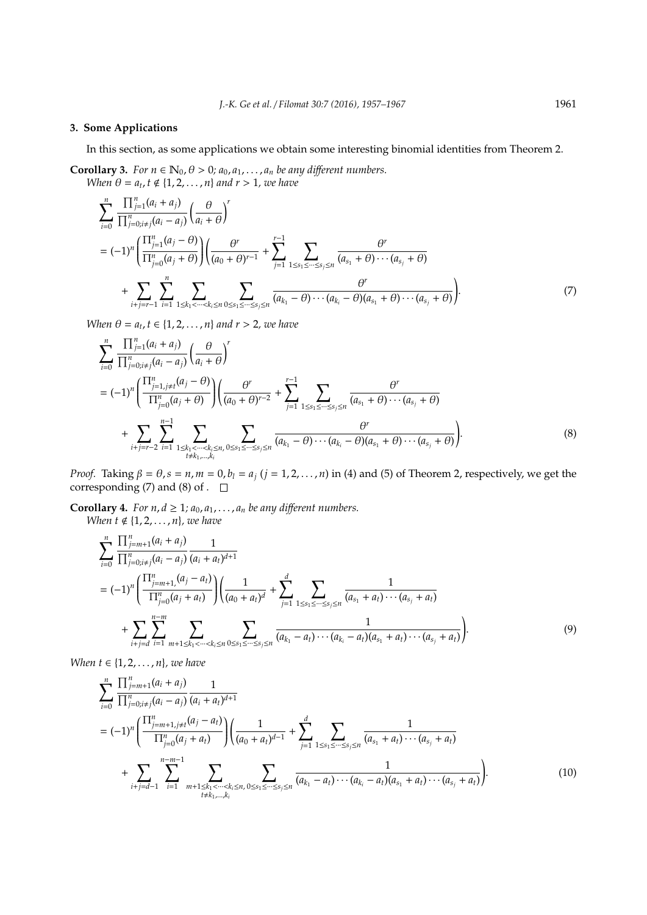## 3. Some Applications

In this section, as some applications we obtain some interesting binomial identities from Theorem 2.

**Corollary 3.** *For $n \in \mathbb{N}_0, \theta > 0$; $a_0, a_1, \ldots, a_n$ be any different numbers.*
*When $\theta = a_t, t \notin \{1, 2, \ldots, n\}$ and $r > 1$, we have*

$$
\begin{aligned}
&\sum_{i=0}^{n} \frac{\prod_{j=1}^{n}(a_i + a_j)}{\prod_{j=0; i\neq j}^{n}(a_i - a_j)} \left(\frac{\theta}{a_i + \theta}\right)^r \\
&= (-1)^n \left(\frac{\Pi_{j=1}^{n}(a_j - \theta)}{\Pi_{j=0}^{n}(a_j + \theta)}\right) \left(\frac{\theta^r}{(a_0 + \theta)^{r-1}} + \sum_{j=1}^{r-1} \sum_{1 \le s_1 \le \cdots \le s_j \le n} \frac{\theta^r}{(a_{s_1} + \theta) \cdots (a_{s_j} + \theta)}\right. \\
&\quad \left. + \sum_{i+j=r-1} \sum_{i=1}^{n} \sum_{1 \le k_1 < \cdots < k_i \le n} \sum_{0 \le s_1 \le \cdots \le s_j \le n} \frac{\theta^r}{(a_{k_1} - \theta) \cdots (a_{k_i} - \theta)(a_{s_1} + \theta) \cdots (a_{s_j} + \theta)}\right).
\end{aligned} \tag{7}
$$

*When $\theta = a_t, t \in \{1, 2, \ldots, n\}$ and $r > 2$, we have*

$$
\begin{aligned}
&\sum_{i=0}^{n} \frac{\prod_{j=1}^{n}(a_i + a_j)}{\prod_{j=0; i\neq j}^{n}(a_i - a_j)} \left(\frac{\theta}{a_i + \theta}\right)^r \\
&= (-1)^n \left(\frac{\Pi_{j=1, j\neq t}^{n}(a_j - \theta)}{\Pi_{j=0}^{n}(a_j + \theta)}\right) \left(\frac{\theta^r}{(a_0 + \theta)^{r-2}} + \sum_{j=1}^{r-1} \sum_{1 \le s_1 \le \cdots \le s_j \le n} \frac{\theta^r}{(a_{s_1} + \theta) \cdots (a_{s_j} + \theta)}\right. \\
&\quad \left. + \sum_{i+j=r-2} \sum_{i=1}^{n-1} \sum_{\substack{1 \le k_1 < \cdots < k_i \le n, \\ t \neq k_1, \ldots, k_i}} \sum_{0 \le s_1 \le \cdots \le s_j \le n} \frac{\theta^r}{(a_{k_1} - \theta) \cdots (a_{k_i} - \theta)(a_{s_1} + \theta) \cdots (a_{s_j} + \theta)}\right).
\end{aligned} \tag{8}
$$

*Proof.* Taking $\beta = \theta, s = n, m = 0, b_l = a_j$ $(j = 1, 2, \ldots, n)$ in (4) and (5) of Theorem 2, respectively, we get the corresponding (7) and (8) of . $\square$

**Corollary 4.** *For $n, d \ge 1$; $a_0, a_1, \ldots, a_n$ be any different numbers.*
*When $t \notin \{1, 2, \ldots, n\}$, we have*

$$
\begin{aligned}
&\sum_{i=0}^{n} \frac{\prod_{j=m+1}^{n}(a_i + a_j)}{\prod_{j=0; i\neq j}^{n}(a_i - a_j)} \frac{1}{(a_i + a_t)^{d+1}} \\
&= (-1)^n \left(\frac{\Pi_{j=m+1,}^{n}(a_j - a_t)}{\Pi_{j=0}^{n}(a_j + a_t)}\right) \left(\frac{1}{(a_0 + a_t)^d} + \sum_{j=1}^{d} \sum_{1 \le s_1 \le \cdots \le s_j \le n} \frac{1}{(a_{s_1} + a_t) \cdots (a_{s_j} + a_t)}\right. \\
&\quad \left. + \sum_{i+j=d} \sum_{i=1}^{n-m} \sum_{m+1 \le k_1 < \cdots < k_i \le n} \sum_{0 \le s_1 \le \cdots \le s_j \le n} \frac{1}{(a_{k_1} - a_t) \cdots (a_{k_i} - a_t)(a_{s_1} + a_t) \cdots (a_{s_j} + a_t)}\right).
\end{aligned} \tag{9}
$$

*When $t \in \{1, 2, \ldots, n\}$, we have*

$$
\begin{aligned}
&\sum_{i=0}^{n} \frac{\prod_{j=m+1}^{n}(a_i + a_j)}{\prod_{j=0; i\neq j}^{n}(a_i - a_j)} \frac{1}{(a_i + a_t)^{d+1}} \\
&= (-1)^n \left(\frac{\Pi_{j=m+1, j\neq t}^{n}(a_j - a_t)}{\Pi_{j=0}^{n}(a_j + a_t)}\right) \left(\frac{1}{(a_0 + a_t)^{d-1}} + \sum_{j=1}^{d} \sum_{1 \le s_1 \le \cdots \le s_j \le n} \frac{1}{(a_{s_1} + a_t) \cdots (a_{s_j} + a_t)}\right. \\
&\quad \left. + \sum_{i+j=d-1} \sum_{i=1}^{n-m-1} \sum_{\substack{m+1 \le k_1 < \cdots < k_i \le n, \\ t \neq k_1, \ldots, k_i}} \sum_{0 \le s_1 \le \cdots \le s_j \le n} \frac{1}{(a_{k_1} - a_t) \cdots (a_{k_i} - a_t)(a_{s_1} + a_t) \cdots (a_{s_j} + a_t)}\right).
\end{aligned} \tag{10}
$$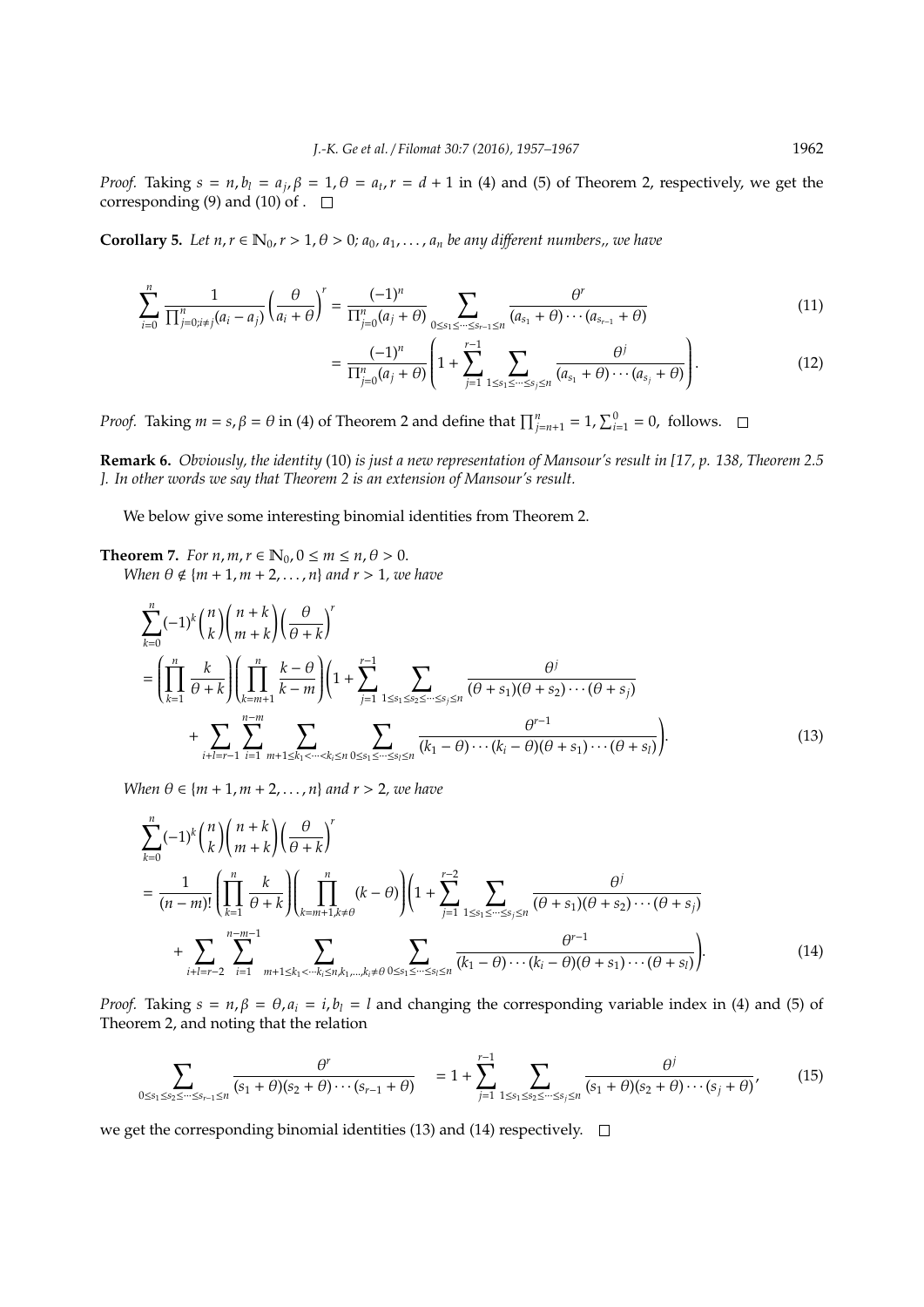*Proof.* Taking $s = n, b_l = a_j, \beta = 1, \theta = a_t, r = d + 1$ in (4) and (5) of Theorem 2, respectively, we get the corresponding (9) and (10) of . $\square$

**Corollary 5.** *Let $n, r \in \mathbb{N}_0, r > 1, \theta > 0$; $a_0, a_1, \ldots, a_n$ be any different numbers,, we have*

$$\sum_{i=0}^{n} \frac{1}{\prod_{j=0;i\neq j}^{n}(a_i - a_j)} \left(\frac{\theta}{a_i + \theta}\right)^r = \frac{(-1)^n}{\Pi_{j=0}^{n}(a_j + \theta)} \sum_{0\le s_1 \le \cdots \le s_{r-1} \le n} \frac{\theta^r}{(a_{s_1} + \theta)\cdots(a_{s_{r-1}} + \theta)} \tag{11}$$

$$= \frac{(-1)^n}{\Pi_{j=0}^{n}(a_j + \theta)} \left(1 + \sum_{j=1}^{r-1} \sum_{1\le s_1 \le \cdots \le s_j \le n} \frac{\theta^j}{(a_{s_1} + \theta)\cdots(a_{s_j} + \theta)}\right). \tag{12}$$

*Proof.* Taking $m = s, \beta = \theta$ in (4) of Theorem 2 and define that $\prod_{j=n+1}^{n} = 1, \sum_{i=1}^{0} = 0,$ follows. $\square$

**Remark 6.** *Obviously, the identity* (10) *is just a new representation of Mansour's result in [17, p. 138, Theorem 2.5 ]. In other words we say that Theorem 2 is an extension of Mansour's result.*

We below give some interesting binomial identities from Theorem 2.

**Theorem 7.** *For $n, m, r \in \mathbb{N}_0, 0 \le m \le n, \theta > 0$.*
*When $\theta \notin \{m+1, m+2, \ldots, n\}$ and $r > 1$, we have*

$$\begin{aligned}
&\sum_{k=0}^{n}(-1)^k \binom{n}{k}\binom{n+k}{m+k}\left(\frac{\theta}{\theta+k}\right)^r \\
&= \left(\prod_{k=1}^{n}\frac{k}{\theta+k}\right)\left(\prod_{k=m+1}^{n}\frac{k-\theta}{k-m}\right)\Bigg(1 + \sum_{j=1}^{r-1}\sum_{1\le s_1\le s_2\le\cdots\le s_j\le n}\frac{\theta^j}{(\theta+s_1)(\theta+s_2)\cdots(\theta+s_j)} \\
&\quad + \sum_{i+l=r-1}\sum_{i=1}^{n-m}\sum_{m+1\le k_1<\cdots<k_i\le n}\sum_{0\le s_1\le\cdots\le s_l\le n}\frac{\theta^{r-1}}{(k_1-\theta)\cdots(k_i-\theta)(\theta+s_1)\cdots(\theta+s_l)}\Bigg).
\end{aligned} \tag{13}$$

*When $\theta \in \{m+1, m+2, \ldots, n\}$ and $r > 2$, we have*

$$\begin{aligned}
&\sum_{k=0}^{n}(-1)^k \binom{n}{k}\binom{n+k}{m+k}\left(\frac{\theta}{\theta+k}\right)^r \\
&= \frac{1}{(n-m)!}\left(\prod_{k=1}^{n}\frac{k}{\theta+k}\right)\left(\prod_{k=m+1,k\neq\theta}^{n}(k-\theta)\right)\Bigg(1 + \sum_{j=1}^{r-2}\sum_{1\le s_1\le\cdots\le s_j\le n}\frac{\theta^j}{(\theta+s_1)(\theta+s_2)\cdots(\theta+s_j)} \\
&\quad + \sum_{i+l=r-2}\sum_{i=1}^{n-m-1}\sum_{m+1\le k_1<\cdots k_i\le n,k_1,\ldots,k_i\neq\theta}\sum_{0\le s_1\le\cdots\le s_l\le n}\frac{\theta^{r-1}}{(k_1-\theta)\cdots(k_i-\theta)(\theta+s_1)\cdots(\theta+s_l)}\Bigg).
\end{aligned} \tag{14}$$

*Proof.* Taking $s = n, \beta = \theta, a_i = i, b_l = l$ and changing the corresponding variable index in (4) and (5) of Theorem 2, and noting that the relation

$$\sum_{0\le s_1\le s_2\le\cdots\le s_{r-1}\le n}\frac{\theta^r}{(s_1+\theta)(s_2+\theta)\cdots(s_{r-1}+\theta)} = 1 + \sum_{j=1}^{r-1}\sum_{1\le s_1\le s_2\le\cdots\le s_j\le n}\frac{\theta^j}{(s_1+\theta)(s_2+\theta)\cdots(s_j+\theta)}, \tag{15}$$

we get the corresponding binomial identities (13) and (14) respectively. $\square$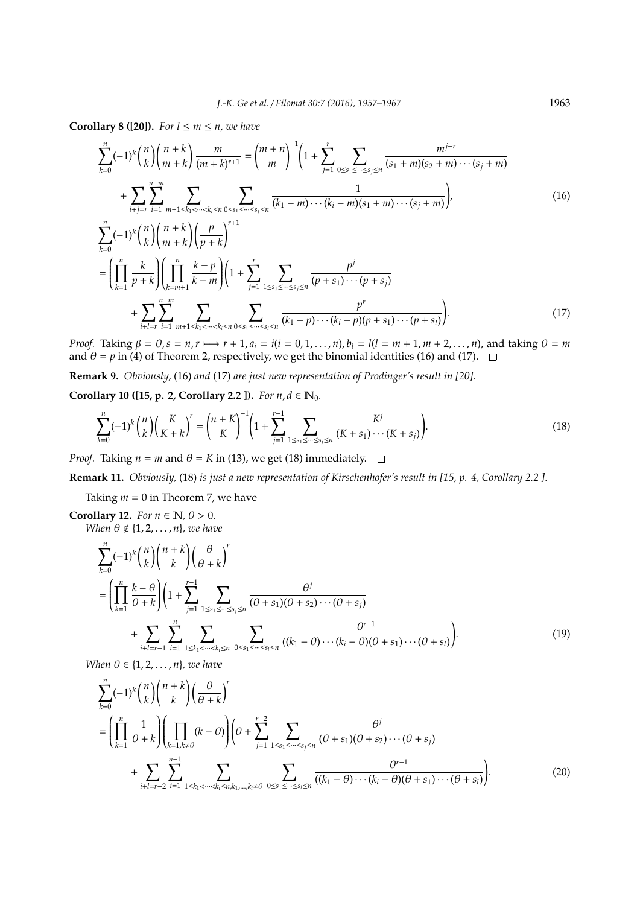**Corollary 8 ([20]).** *For $l \le m \le n$, we have*

$$
\begin{aligned}
\sum_{k=0}^{n}(-1)^k\binom{n}{k}\binom{n+k}{m+k}\frac{m}{(m+k)^{r+1}} &= \binom{m+n}{m}^{-1}\Bigg(1+\sum_{j=1}^{r}\sum_{0\le s_1\le\cdots\le s_j\le n}\frac{m^{j-r}}{(s_1+m)(s_2+m)\cdots(s_j+m)}\\
&\quad+\sum_{i+j=r}\sum_{i=1}^{n-m}\sum_{m+1\le k_1<\cdots<k_i\le n}\sum_{0\le s_1\le\cdots\le s_j\le n}\frac{1}{(k_1-m)\cdots(k_i-m)(s_1+m)\cdots(s_j+m)}\Bigg),
\end{aligned}
\tag{16}
$$

$$
\begin{aligned}
&\sum_{k=0}^{n}(-1)^k\binom{n}{k}\binom{n+k}{m+k}\left(\frac{p}{p+k}\right)^{r+1}\\
&=\left(\prod_{k=1}^{n}\frac{k}{p+k}\right)\left(\prod_{k=m+1}^{n}\frac{k-p}{k-m}\right)\Bigg(1+\sum_{j=1}^{r}\sum_{1\le s_1\le\cdots\le s_j\le n}\frac{p^j}{(p+s_1)\cdots(p+s_j)}\\
&\quad+\sum_{i+l=r}\sum_{i=1}^{n-m}\sum_{m+1\le k_1<\cdots<k_i\le n}\sum_{0\le s_1\le\cdots\le s_l\le n}\frac{p^r}{(k_1-p)\cdots(k_i-p)(p+s_1)\cdots(p+s_l)}\Bigg).
\end{aligned}
\tag{17}
$$

*Proof.* Taking $\beta=\theta, s=n, r\longmapsto r+1, a_i=i(i=0,1,\ldots,n), b_l=l(l=m+1,m+2,\ldots,n)$, and taking $\theta=m$ and $\theta=p$ in (4) of Theorem 2, respectively, we get the binomial identities (16) and (17). □

**Remark 9.** *Obviously,* (16) *and* (17) *are just new representation of Prodinger's result in [20].*

**Corollary 10 ([15, p. 2, Corollary 2.2 ]).** *For $n,d\in\mathbb{N}_0$.*

$$
\sum_{k=0}^{n}(-1)^k\binom{n}{k}\left(\frac{K}{K+k}\right)^r=\binom{n+K}{K}^{-1}\left(1+\sum_{j=1}^{r-1}\sum_{1\le s_1\le\cdots\le s_j\le n}\frac{K^j}{(K+s_1)\cdots(K+s_j)}\right).
\tag{18}
$$

*Proof.* Taking $n=m$ and $\theta=K$ in (13), we get (18) immediately. □

**Remark 11.** *Obviously,* (18) *is just a new representation of Kirschenhofer's result in [15, p. 4, Corollary 2.2 ].*

Taking $m=0$ in Theorem 7, we have

**Corollary 12.** *For $n\in\mathbb{N}$, $\theta>0$.*
*When $\theta\notin\{1,2,\ldots,n\}$, we have*

$$
\begin{aligned}
&\sum_{k=0}^{n}(-1)^k\binom{n}{k}\binom{n+k}{k}\left(\frac{\theta}{\theta+k}\right)^r\\
&=\left(\prod_{k=1}^{n}\frac{k-\theta}{\theta+k}\right)\Bigg(1+\sum_{j=1}^{r-1}\sum_{1\le s_1\le\cdots\le s_j\le n}\frac{\theta^j}{(\theta+s_1)(\theta+s_2)\cdots(\theta+s_j)}\\
&\quad+\sum_{i+l=r-1}\sum_{i=1}^{n}\sum_{1\le k_1<\cdots<k_i\le n}\sum_{0\le s_1\le\cdots\le s_l\le n}\frac{\theta^{r-1}}{((k_1-\theta)\cdots(k_i-\theta)(\theta+s_1)\cdots(\theta+s_l)}\Bigg).
\end{aligned}
\tag{19}
$$

*When $\theta\in\{1,2,\ldots,n\}$, we have*

$$
\begin{aligned}
&\sum_{k=0}^{n}(-1)^k\binom{n}{k}\binom{n+k}{k}\left(\frac{\theta}{\theta+k}\right)^r\\
&=\left(\prod_{k=1}^{n}\frac{1}{\theta+k}\right)\left(\prod_{k=1,k\neq\theta}(k-\theta)\right)\Bigg(\theta+\sum_{j=1}^{r-2}\sum_{1\le s_1\le\cdots\le s_j\le n}\frac{\theta^j}{(\theta+s_1)(\theta+s_2)\cdots(\theta+s_j)}\\
&\quad+\sum_{i+l=r-2}\sum_{i=1}^{n-1}\sum_{1\le k_1<\cdots<k_i\le n,k_1,\ldots,k_i\neq\theta}\sum_{0\le s_1\le\cdots\le s_l\le n}\frac{\theta^{r-1}}{((k_1-\theta)\cdots(k_i-\theta)(\theta+s_1)\cdots(\theta+s_l)}\Bigg).
\end{aligned}
\tag{20}
$$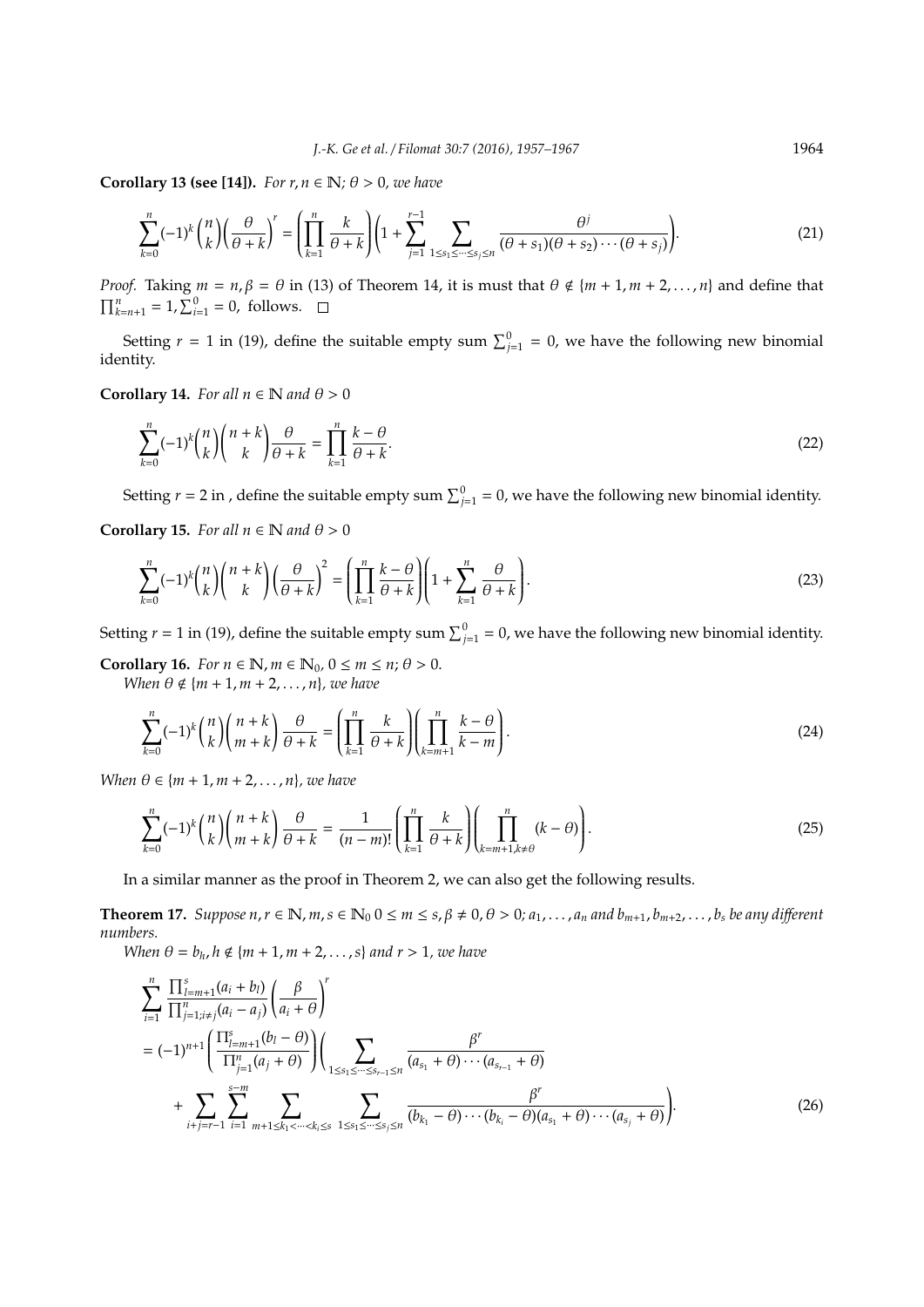**Corollary 13 (see [14]).** *For $r, n \in \mathbb{N}$; $\theta > 0$, we have*

$$\sum_{k=0}^{n} (-1)^k \binom{n}{k} \left(\frac{\theta}{\theta+k}\right)^r = \left(\prod_{k=1}^{n} \frac{k}{\theta+k}\right) \left(1 + \sum_{j=1}^{r-1} \sum_{1 \le s_1 \le \cdots \le s_j \le n} \frac{\theta^j}{(\theta+s_1)(\theta+s_2)\cdots(\theta+s_j)}\right). \tag{21}$$

*Proof.* Taking $m = n, \beta = \theta$ in (13) of Theorem 14, it is must that $\theta \notin \{m+1, m+2, \ldots, n\}$ and define that $\prod_{k=n+1}^{n} = 1, \sum_{i=1}^{0} = 0$, follows. □

Setting $r = 1$ in (19), define the suitable empty sum $\sum_{j=1}^{0} = 0$, we have the following new binomial identity.

**Corollary 14.** *For all $n \in \mathbb{N}$ and $\theta > 0$*

$$\sum_{k=0}^{n} (-1)^k \binom{n}{k} \binom{n+k}{k} \frac{\theta}{\theta+k} = \prod_{k=1}^{n} \frac{k-\theta}{\theta+k}. \tag{22}$$

Setting $r = 2$ in , define the suitable empty sum $\sum_{j=1}^{0} = 0$, we have the following new binomial identity.

**Corollary 15.** *For all $n \in \mathbb{N}$ and $\theta > 0$*

$$\sum_{k=0}^{n} (-1)^k \binom{n}{k} \binom{n+k}{k} \left(\frac{\theta}{\theta+k}\right)^2 = \left(\prod_{k=1}^{n} \frac{k-\theta}{\theta+k}\right) \left(1 + \sum_{k=1}^{n} \frac{\theta}{\theta+k}\right). \tag{23}$$

Setting $r = 1$ in (19), define the suitable empty sum $\sum_{j=1}^{0} = 0$, we have the following new binomial identity.

**Corollary 16.** *For $n \in \mathbb{N}, m \in \mathbb{N}_0$, $0 \le m \le n$; $\theta > 0$.*

*When $\theta \notin \{m+1, m+2, \ldots, n\}$, we have*

$$\sum_{k=0}^{n} (-1)^k \binom{n}{k} \binom{n+k}{m+k} \frac{\theta}{\theta+k} = \left(\prod_{k=1}^{n} \frac{k}{\theta+k}\right) \left(\prod_{k=m+1}^{n} \frac{k-\theta}{k-m}\right). \tag{24}$$

*When $\theta \in \{m+1, m+2, \ldots, n\}$, we have*

$$\sum_{k=0}^{n} (-1)^k \binom{n}{k} \binom{n+k}{m+k} \frac{\theta}{\theta+k} = \frac{1}{(n-m)!} \left(\prod_{k=1}^{n} \frac{k}{\theta+k}\right) \left(\prod_{k=m+1, k \ne \theta}^{n} (k-\theta)\right). \tag{25}$$

In a similar manner as the proof in Theorem 2, we can also get the following results.

**Theorem 17.** *Suppose $n, r \in \mathbb{N}, m, s \in \mathbb{N}_0$ $0 \le m \le s, \beta \ne 0, \theta > 0$; $a_1, \ldots, a_n$ and $b_{m+1}, b_{m+2}, \ldots, b_s$ be any different numbers.*

*When $\theta = b_h, h \notin \{m+1, m+2, \ldots, s\}$ and $r > 1$, we have*

$$\begin{aligned}
&\sum_{i=1}^{n} \frac{\prod_{l=m+1}^{s} (a_i + b_l)}{\prod_{j=1; i \ne j}^{n} (a_i - a_j)} \left(\frac{\beta}{a_i + \theta}\right)^r \\
&= (-1)^{n+1} \left(\frac{\Pi_{l=m+1}^{s} (b_l - \theta)}{\Pi_{j=1}^{n} (a_j + \theta)}\right) \Bigg( \sum_{1 \le s_1 \le \cdots \le s_{r-1} \le n} \frac{\beta^r}{(a_{s_1} + \theta) \cdots (a_{s_{r-1}} + \theta)} \\
&\quad + \sum_{i+j=r-1} \sum_{i=1}^{s-m} \sum_{m+1 \le k_1 < \cdots < k_i \le s} \sum_{1 \le s_1 \le \cdots \le s_j \le n} \frac{\beta^r}{(b_{k_1} - \theta) \cdots (b_{k_i} - \theta)(a_{s_1} + \theta) \cdots (a_{s_j} + \theta)} \Bigg).
\end{aligned} \tag{26}$$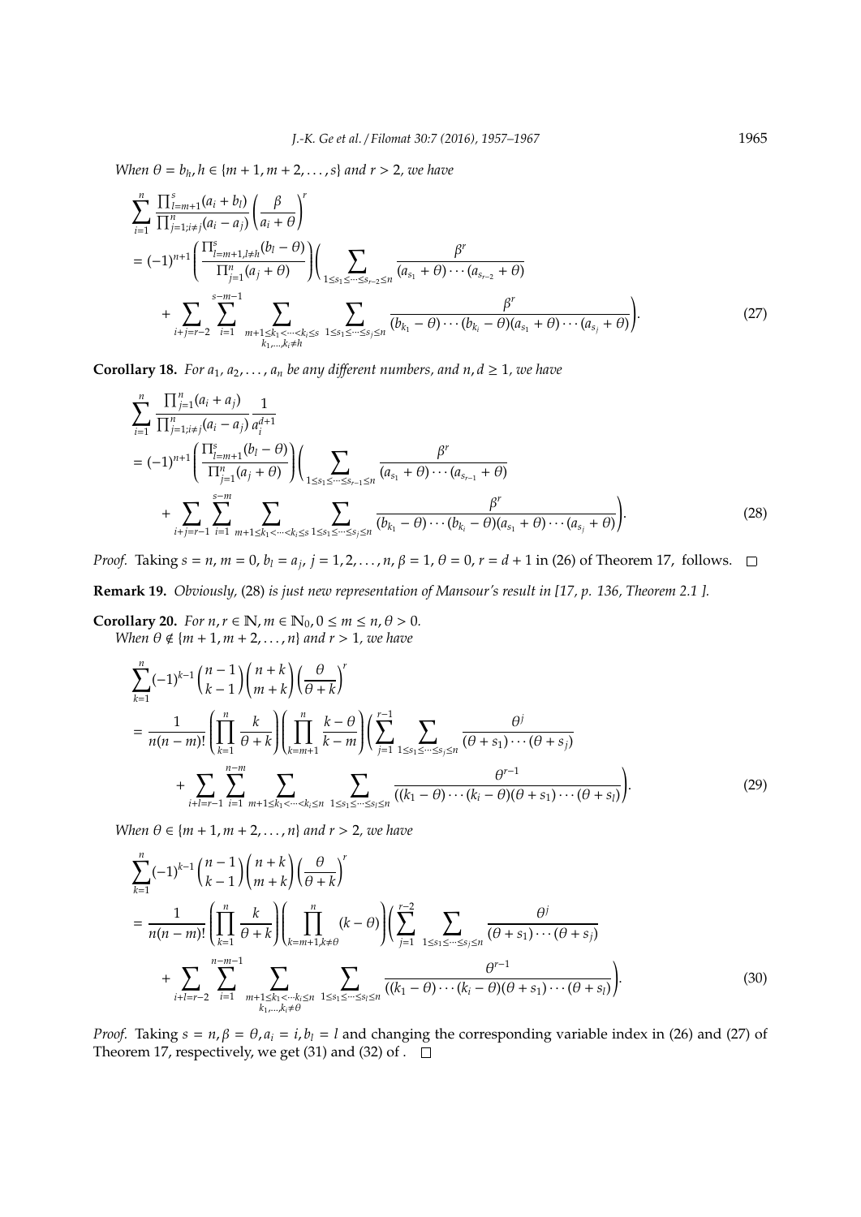*When $\theta = b_h, h \in \{m+1, m+2, \ldots, s\}$ and $r > 2$, we have*

$$
\begin{aligned}
&\sum_{i=1}^{n} \frac{\prod_{l=m+1}^{s}(a_i + b_l)}{\prod_{j=1;i\neq j}^{n}(a_i - a_j)} \left(\frac{\beta}{a_i + \theta}\right)^r \\
&= (-1)^{n+1} \left( \frac{\Pi_{l=m+1,l\neq h}^{s}(b_l - \theta)}{\Pi_{j=1}^{n}(a_j + \theta)} \right) \Bigg( \sum_{1\leq s_1 \leq \cdots \leq s_{r-2} \leq n} \frac{\beta^r}{(a_{s_1} + \theta)\cdots(a_{s_{r-2}} + \theta)} \\
&\quad + \sum_{i+j=r-2} \sum_{i=1}^{s-m-1} \sum_{\substack{m+1\leq k_1 < \cdots < k_i \leq s \\ k_1,\ldots,k_i \neq h}} \sum_{1\leq s_1 \leq \cdots \leq s_j \leq n} \frac{\beta^r}{(b_{k_1} - \theta)\cdots(b_{k_i} - \theta)(a_{s_1} + \theta)\cdots(a_{s_j} + \theta)} \Bigg).
\end{aligned} \tag{27}
$$

**Corollary 18.** *For $a_1, a_2, \ldots, a_n$ be any different numbers, and $n, d \geq 1$, we have*

$$
\begin{aligned}
&\sum_{i=1}^{n} \frac{\prod_{j=1}^{n}(a_i + a_j)}{\prod_{j=1;i\neq j}^{n}(a_i - a_j)} \frac{1}{a_i^{d+1}} \\
&= (-1)^{n+1} \left( \frac{\Pi_{l=m+1}^{s}(b_l - \theta)}{\Pi_{j=1}^{n}(a_j + \theta)} \right) \Bigg( \sum_{1\leq s_1 \leq \cdots \leq s_{r-1} \leq n} \frac{\beta^r}{(a_{s_1} + \theta)\cdots(a_{s_{r-1}} + \theta)} \\
&\quad + \sum_{i+j=r-1} \sum_{i=1}^{s-m} \sum_{m+1\leq k_1 < \cdots < k_i \leq s} \sum_{1\leq s_1 \leq \cdots \leq s_j \leq n} \frac{\beta^r}{(b_{k_1} - \theta)\cdots(b_{k_i} - \theta)(a_{s_1} + \theta)\cdots(a_{s_j} + \theta)} \Bigg).
\end{aligned} \tag{28}
$$

*Proof.* Taking $s = n$, $m = 0$, $b_l = a_j$, $j = 1, 2, \ldots, n$, $\beta = 1$, $\theta = 0$, $r = d + 1$ in (26) of Theorem 17, follows. □

**Remark 19.** *Obviously,* (28) *is just new representation of Mansour's result in [17, p. 136, Theorem 2.1 ].*

**Corollary 20.** *For $n, r \in \mathbb{N}, m \in \mathbb{N}_0, 0 \leq m \leq n, \theta > 0$.*
*When $\theta \notin \{m+1, m+2, \ldots, n\}$ and $r > 1$, we have*

$$
\begin{aligned}
&\sum_{k=1}^{n} (-1)^{k-1} \binom{n-1}{k-1} \binom{n+k}{m+k} \left(\frac{\theta}{\theta + k}\right)^r \\
&= \frac{1}{n(n-m)!} \left( \prod_{k=1}^{n} \frac{k}{\theta + k} \right) \left( \prod_{k=m+1}^{n} \frac{k - \theta}{k - m} \right) \Bigg( \sum_{j=1}^{r-1} \sum_{1\leq s_1 \leq \cdots \leq s_j \leq n} \frac{\theta^j}{(\theta + s_1)\cdots(\theta + s_j)} \\
&\quad + \sum_{i+l=r-1} \sum_{i=1}^{n-m} \sum_{m+1\leq k_1 < \cdots < k_i \leq n} \sum_{1\leq s_1 \leq \cdots \leq s_l \leq n} \frac{\theta^{r-1}}{((k_1 - \theta)\cdots(k_i - \theta)(\theta + s_1)\cdots(\theta + s_l)} \Bigg).
\end{aligned} \tag{29}
$$

*When $\theta \in \{m+1, m+2, \ldots, n\}$ and $r > 2$, we have*

$$
\begin{aligned}
&\sum_{k=1}^{n} (-1)^{k-1} \binom{n-1}{k-1} \binom{n+k}{m+k} \left(\frac{\theta}{\theta + k}\right)^r \\
&= \frac{1}{n(n-m)!} \left( \prod_{k=1}^{n} \frac{k}{\theta + k} \right) \left( \prod_{k=m+1,k\neq\theta}^{n} (k - \theta) \right) \Bigg( \sum_{j=1}^{r-2} \sum_{1\leq s_1 \leq \cdots \leq s_j \leq n} \frac{\theta^j}{(\theta + s_1)\cdots(\theta + s_j)} \\
&\quad + \sum_{i+l=r-2} \sum_{i=1}^{n-m-1} \sum_{\substack{m+1\leq k_1 < \cdots k_i \leq n \\ k_1,\ldots,k_i \neq \theta}} \sum_{1\leq s_1 \leq \cdots \leq s_l \leq n} \frac{\theta^{r-1}}{((k_1 - \theta)\cdots(k_i - \theta)(\theta + s_1)\cdots(\theta + s_l)} \Bigg).
\end{aligned} \tag{30}
$$

*Proof.* Taking $s = n, \beta = \theta, a_i = i, b_l = l$ and changing the corresponding variable index in (26) and (27) of Theorem 17, respectively, we get (31) and (32) of . □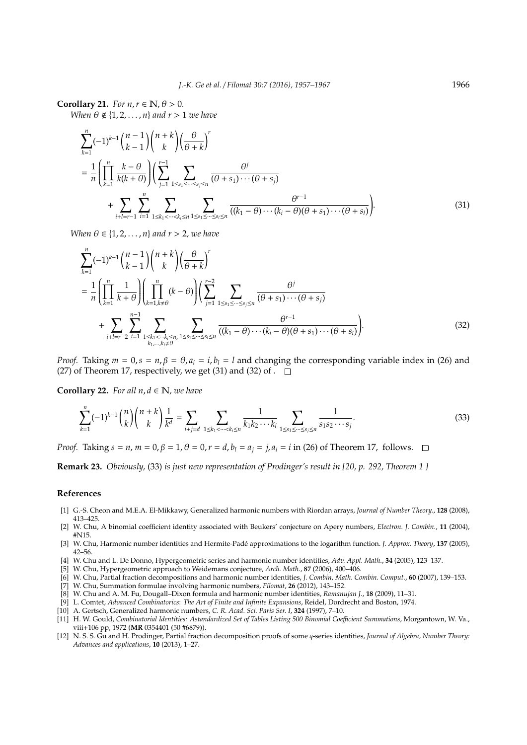**Corollary 21.** *For $n, r \in \mathbb{N}, \theta > 0$.*

*When $\theta \notin \{1, 2, \ldots, n\}$ and $r > 1$ we have*

$$
\begin{aligned}
&\sum_{k=1}^{n} (-1)^{k-1} \binom{n-1}{k-1} \binom{n+k}{k} \left( \frac{\theta}{\theta + k} \right)^{r} \\
&= \frac{1}{n} \left( \prod_{k=1}^{n} \frac{k-\theta}{k(k+\theta)} \right) \left( \sum_{j=1}^{r-1} \sum_{1 \le s_1 \le \cdots \le s_j \le n} \frac{\theta^{j}}{(\theta + s_1) \cdots (\theta + s_j)} \right. \\
&\qquad \left. + \sum_{i+l=r-1} \sum_{i=1}^{n} \sum_{1 \le k_1 < \cdots < k_i \le n} \sum_{1 \le s_1 \le \cdots \le s_l \le n} \frac{\theta^{r-1}}{((k_1 - \theta) \cdots (k_i - \theta)(\theta + s_1) \cdots (\theta + s_l))} \right).
\end{aligned} \tag{31}
$$

*When $\theta \in \{1, 2, \ldots, n\}$ and $r > 2$, we have*

$$
\begin{aligned}
&\sum_{k=1}^{n} (-1)^{k-1} \binom{n-1}{k-1} \binom{n+k}{k} \left( \frac{\theta}{\theta + k} \right)^{r} \\
&= \frac{1}{n} \left( \prod_{k=1}^{n} \frac{1}{k+\theta} \right) \left( \prod_{k=1, k \neq \theta}^{n} (k - \theta) \right) \left( \sum_{j=1}^{r-2} \sum_{1 \le s_1 \le \cdots \le s_j \le n} \frac{\theta^{j}}{(\theta + s_1) \cdots (\theta + s_j)} \right. \\
&\qquad \left. + \sum_{i+l=r-2} \sum_{i=1}^{n-1} \sum_{\substack{1 \le k_1 < \cdots k_i \le n, \\ k_1, \ldots, k_i \neq \theta}} \sum_{1 \le s_1 \le \cdots \le s_l \le n} \frac{\theta^{r-1}}{((k_1 - \theta) \cdots (k_i - \theta)(\theta + s_1) \cdots (\theta + s_l))} \right).
\end{aligned} \tag{32}
$$

*Proof.* Taking $m = 0, s = n, \beta = \theta, a_i = i, b_l = l$ and changing the corresponding variable index in (26) and (27) of Theorem 17, respectively, we get (31) and (32) of . $\square$

**Corollary 22.** *For all $n, d \in \mathbb{N}$, we have*

$$
\sum_{k=1}^{n} (-1)^{k-1} \binom{n}{k} \binom{n+k}{k} \frac{1}{k^{d}} = \sum_{i+j=d} \sum_{1 \le k_1 < \cdots < k_i \le n} \frac{1}{k_1 k_2 \cdots k_i} \sum_{1 \le s_1 \le \cdots \le s_j \le n} \frac{1}{s_1 s_2 \cdots s_j}. \tag{33}
$$

*Proof.* Taking $s = n$, $m = 0, \beta = 1, \theta = 0, r = d, b_l = a_j = j, a_i = i$ in (26) of Theorem 17, follows. $\square$

**Remark 23.** *Obviously,* (33) *is just new representation of Prodinger's result in [20, p. 292, Theorem 1 ]*

## References

- [1] G.-S. Cheon and M.E.A. El-Mikkawy, Generalized harmonic numbers with Riordan arrays, *Journal of Number Theory.*, **128** (2008), 413–425.
- [2] W. Chu, A binomial coefficient identity associated with Beukers' conjecture on Apery numbers, *Electron. J. Combin.*, **11** (2004), #N15.
- [3] W. Chu, Harmonic number identities and Hermite-Padé approximations to the logarithm function. *J. Approx. Theory*, **137** (2005), 42–56.
- [4] W. Chu and L. De Donno, Hypergeometric series and harmonic number identities, *Adv. Appl. Math.*, **34** (2005), 123–137.
- [5] W. Chu, Hypergeometric approach to Weidemans conjecture, *Arch. Math.*, **87** (2006), 400–406.
- [6] W. Chu, Partial fraction decompositions and harmonic number identities, *J. Combin, Math. Combin. Comput.*, **60** (2007), 139–153.
- [7] W. Chu, Summation formulae involving harmonic numbers, *Filomat*, **26** (2012), 143–152.
- [8] W. Chu and A. M. Fu, Dougall–Dixon formula and harmonic number identities, *Ramanujan J.*, **18** (2009), 11–31.
- [9] L. Comtet, *Advanced Combinatorics*: *The Art of Finite and Infinite Expansions*, Reidel, Dordrecht and Boston, 1974.
- [10] A. Gertsch, Generalized harmonic numbers, *C. R. Acad. Sci. Paris Ser. I*, **324** (1997), 7–10.
- [11] H. W. Gould, *Combinatorial Identities: Astandardized Set of Tables Listing 500 Binomial Coefficient Summations*, Morgantown, W. Va., viii+106 pp, 1972 (**MR** 0354401 (50 #6879)).
- [12] N. S. S. Gu and H. Prodinger, Partial fraction decomposition proofs of some $q$-series identities, *Journal of Algebra, Number Theory: Advances and applications*, **10** (2013), 1–27.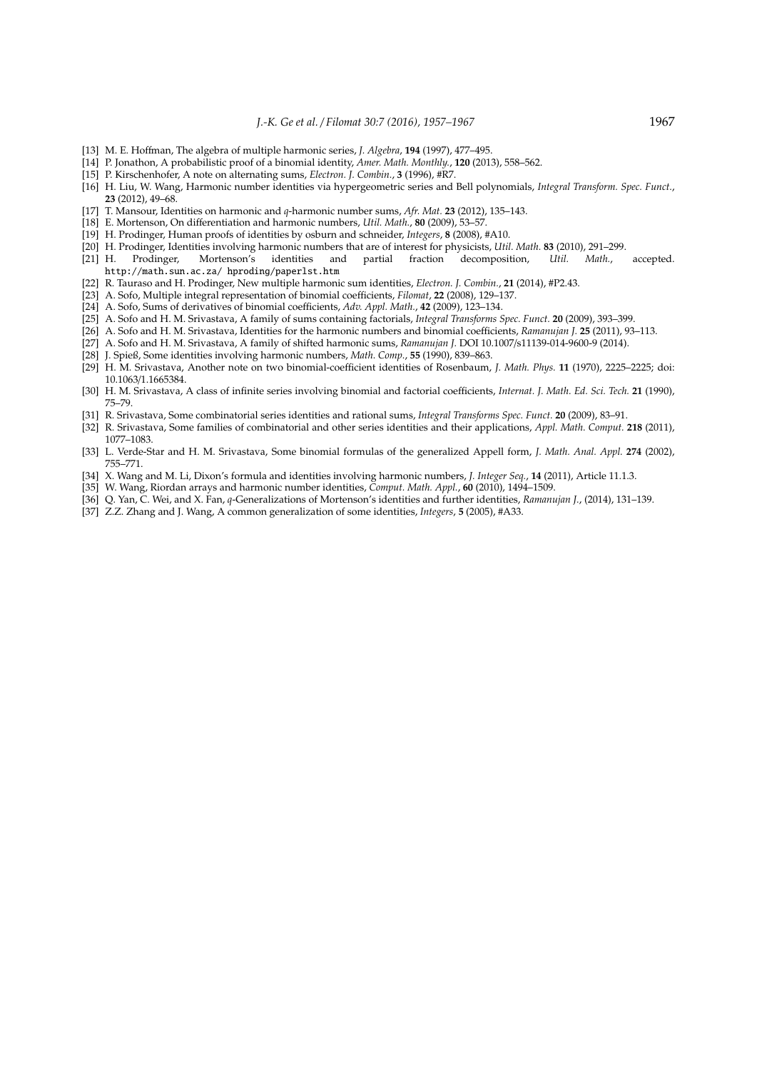[13] M. E. Hoffman, The algebra of multiple harmonic series, *J. Algebra*, **194** (1997), 477–495.

[14] P. Jonathon, A probabilistic proof of a binomial identity, *Amer. Math. Monthly.*, **120** (2013), 558–562.

[15] P. Kirschenhofer, A note on alternating sums, *Electron. J. Combin.*, **3** (1996), #R7.

[16] H. Liu, W. Wang, Harmonic number identities via hypergeometric series and Bell polynomials, *Integral Transform. Spec. Funct.*, **23** (2012), 49–68.

[17] T. Mansour, Identities on harmonic and $q$-harmonic number sums, *Afr. Mat.* **23** (2012), 135–143.

[18] E. Mortenson, On differentiation and harmonic numbers, *Util. Math.*, **80** (2009), 53–57.

[19] H. Prodinger, Human proofs of identities by osburn and schneider, *Integers*, **8** (2008), #A10.

[20] H. Prodinger, Identities involving harmonic numbers that are of interest for physicists, *Util. Math.* **83** (2010), 291–299.

[21] H. Prodinger, Mortenson's identities and partial fraction decomposition, *Util. Math.*, accepted. http://math.sun.ac.za/ hproding/paperlst.htm

[22] R. Tauraso and H. Prodinger, New multiple harmonic sum identities, *Electron. J. Combin.*, **21** (2014), #P2.43.

[23] A. Sofo, Multiple integral representation of binomial coefficients, *Filomat*, **22** (2008), 129–137.

[24] A. Sofo, Sums of derivatives of binomial coefficients, *Adv. Appl. Math.*, **42** (2009), 123–134.

[25] A. Sofo and H. M. Srivastava, A family of sums containing factorials, *Integral Transforms Spec. Funct.* **20** (2009), 393–399.

[26] A. Sofo and H. M. Srivastava, Identities for the harmonic numbers and binomial coefficients, *Ramanujan J.* **25** (2011), 93–113.

[27] A. Sofo and H. M. Srivastava, A family of shifted harmonic sums, *Ramanujan J.* DOI 10.1007/s11139-014-9600-9 (2014).

[28] J. Spieß, Some identities involving harmonic numbers, *Math. Comp.*, **55** (1990), 839–863.

[29] H. M. Srivastava, Another note on two binomial-coefficient identities of Rosenbaum, *J. Math. Phys.* **11** (1970), 2225–2225; doi: 10.1063/1.1665384.

[30] H. M. Srivastava, A class of infinite series involving binomial and factorial coefficients, *Internat. J. Math. Ed. Sci. Tech.* **21** (1990), 75–79.

[31] R. Srivastava, Some combinatorial series identities and rational sums, *Integral Transforms Spec. Funct.* **20** (2009), 83–91.

[32] R. Srivastava, Some families of combinatorial and other series identities and their applications, *Appl. Math. Comput.* **218** (2011), 1077–1083.

[33] L. Verde-Star and H. M. Srivastava, Some binomial formulas of the generalized Appell form, *J. Math. Anal. Appl.* **274** (2002), 755–771.

[34] X. Wang and M. Li, Dixon's formula and identities involving harmonic numbers, *J. Integer Seq.*, **14** (2011), Article 11.1.3.

[35] W. Wang, Riordan arrays and harmonic number identities, *Comput. Math. Appl.*, **60** (2010), 1494–1509.

[36] Q. Yan, C. Wei, and X. Fan, $q$-Generalizations of Mortenson's identities and further identities, *Ramanujan J.*, (2014), 131–139.

[37] Z.Z. Zhang and J. Wang, A common generalization of some identities, *Integers*, **5** (2005), #A33.